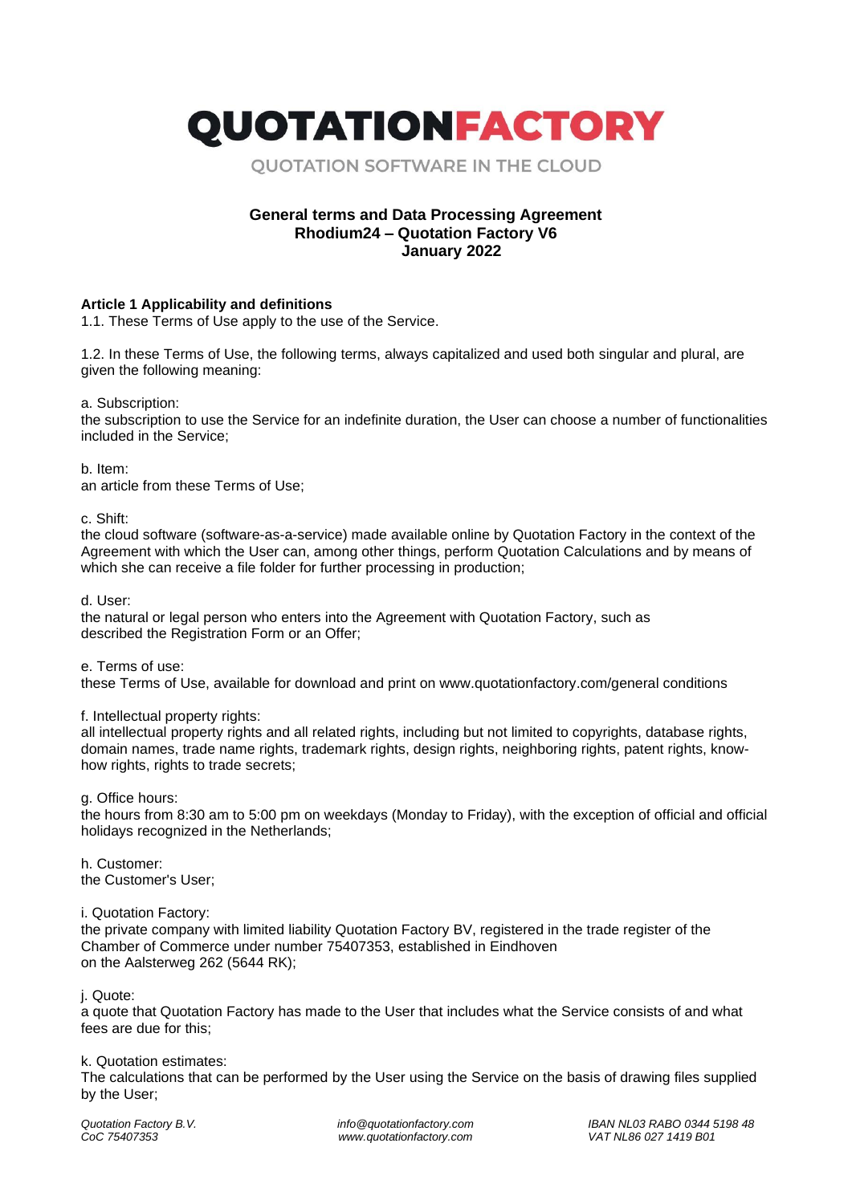# QUOTATIONFACTORY

QUOTATION SOFTWARE IN THE CLOUD

**General terms and Data Processing Agreement**
**Rhodium24 – Quotation Factory V6**
**January 2022**

**Article 1 Applicability and definitions**

1.1. These Terms of Use apply to the use of the Service.

1.2. In these Terms of Use, the following terms, always capitalized and used both singular and plural, are given the following meaning:

a. Subscription:
the subscription to use the Service for an indefinite duration, the User can choose a number of functionalities included in the Service;

b. Item:
an article from these Terms of Use;

c. Shift:
the cloud software (software-as-a-service) made available online by Quotation Factory in the context of the Agreement with which the User can, among other things, perform Quotation Calculations and by means of which she can receive a file folder for further processing in production;

d. User:
the natural or legal person who enters into the Agreement with Quotation Factory, such as described the Registration Form or an Offer;

e. Terms of use:
these Terms of Use, available for download and print on www.quotationfactory.com/general conditions

f. Intellectual property rights:
all intellectual property rights and all related rights, including but not limited to copyrights, database rights, domain names, trade name rights, trademark rights, design rights, neighboring rights, patent rights, know-how rights, rights to trade secrets;

g. Office hours:
the hours from 8:30 am to 5:00 pm on weekdays (Monday to Friday), with the exception of official and official holidays recognized in the Netherlands;

h. Customer:
the Customer's User;

i. Quotation Factory:
the private company with limited liability Quotation Factory BV, registered in the trade register of the Chamber of Commerce under number 75407353, established in Eindhoven on the Aalsterweg 262 (5644 RK);

j. Quote:
a quote that Quotation Factory has made to the User that includes what the Service consists of and what fees are due for this;

k. Quotation estimates:
The calculations that can be performed by the User using the Service on the basis of drawing files supplied by the User;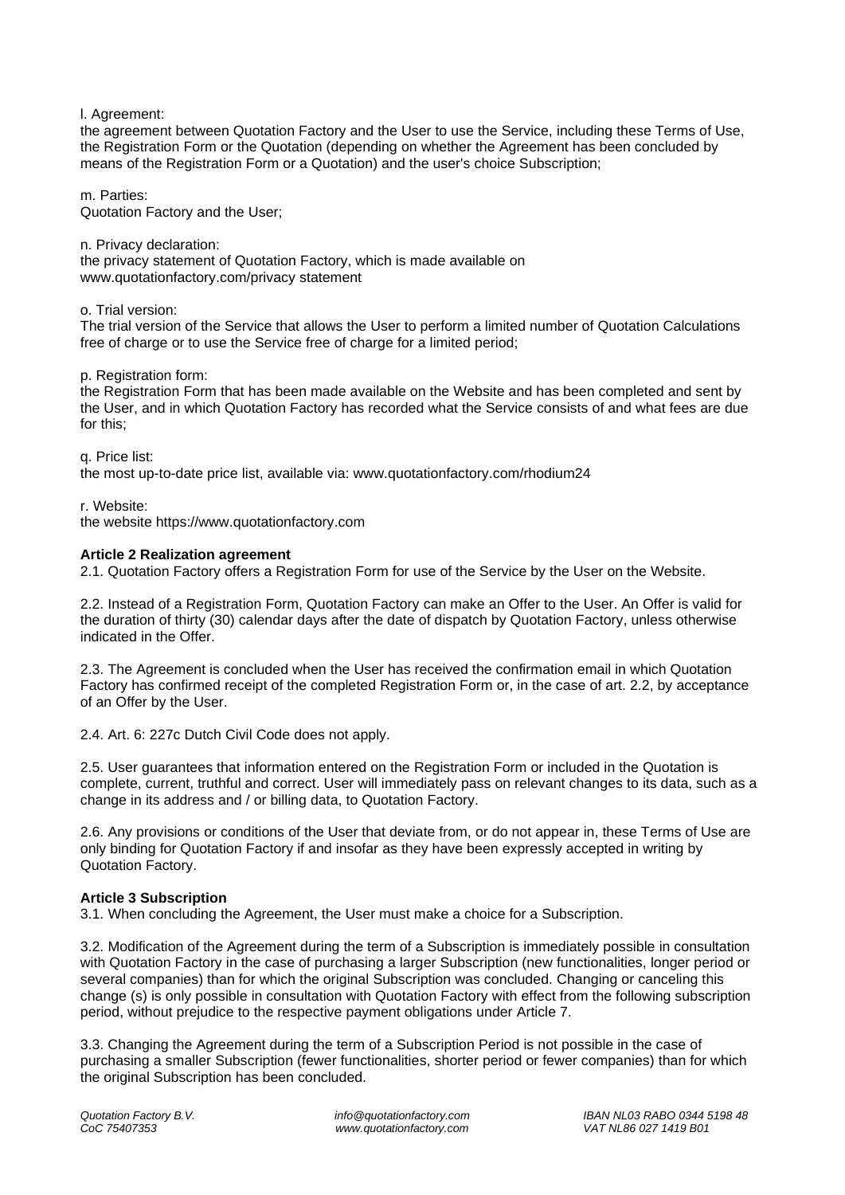l. Agreement:
the agreement between Quotation Factory and the User to use the Service, including these Terms of Use, the Registration Form or the Quotation (depending on whether the Agreement has been concluded by means of the Registration Form or a Quotation) and the user's choice Subscription;

m. Parties:
Quotation Factory and the User;

n. Privacy declaration:
the privacy statement of Quotation Factory, which is made available on www.quotationfactory.com/privacy statement

o. Trial version:
The trial version of the Service that allows the User to perform a limited number of Quotation Calculations free of charge or to use the Service free of charge for a limited period;

p. Registration form:
the Registration Form that has been made available on the Website and has been completed and sent by the User, and in which Quotation Factory has recorded what the Service consists of and what fees are due for this;

q. Price list:
the most up-to-date price list, available via: www.quotationfactory.com/rhodium24

r. Website:
the website https://www.quotationfactory.com

**Article 2 Realization agreement**

2.1. Quotation Factory offers a Registration Form for use of the Service by the User on the Website.

2.2. Instead of a Registration Form, Quotation Factory can make an Offer to the User. An Offer is valid for the duration of thirty (30) calendar days after the date of dispatch by Quotation Factory, unless otherwise indicated in the Offer.

2.3. The Agreement is concluded when the User has received the confirmation email in which Quotation Factory has confirmed receipt of the completed Registration Form or, in the case of art. 2.2, by acceptance of an Offer by the User.

2.4. Art. 6: 227c Dutch Civil Code does not apply.

2.5. User guarantees that information entered on the Registration Form or included in the Quotation is complete, current, truthful and correct. User will immediately pass on relevant changes to its data, such as a change in its address and / or billing data, to Quotation Factory.

2.6. Any provisions or conditions of the User that deviate from, or do not appear in, these Terms of Use are only binding for Quotation Factory if and insofar as they have been expressly accepted in writing by Quotation Factory.

**Article 3 Subscription**

3.1. When concluding the Agreement, the User must make a choice for a Subscription.

3.2. Modification of the Agreement during the term of a Subscription is immediately possible in consultation with Quotation Factory in the case of purchasing a larger Subscription (new functionalities, longer period or several companies) than for which the original Subscription was concluded. Changing or canceling this change (s) is only possible in consultation with Quotation Factory with effect from the following subscription period, without prejudice to the respective payment obligations under Article 7.

3.3. Changing the Agreement during the term of a Subscription Period is not possible in the case of purchasing a smaller Subscription (fewer functionalities, shorter period or fewer companies) than for which the original Subscription has been concluded.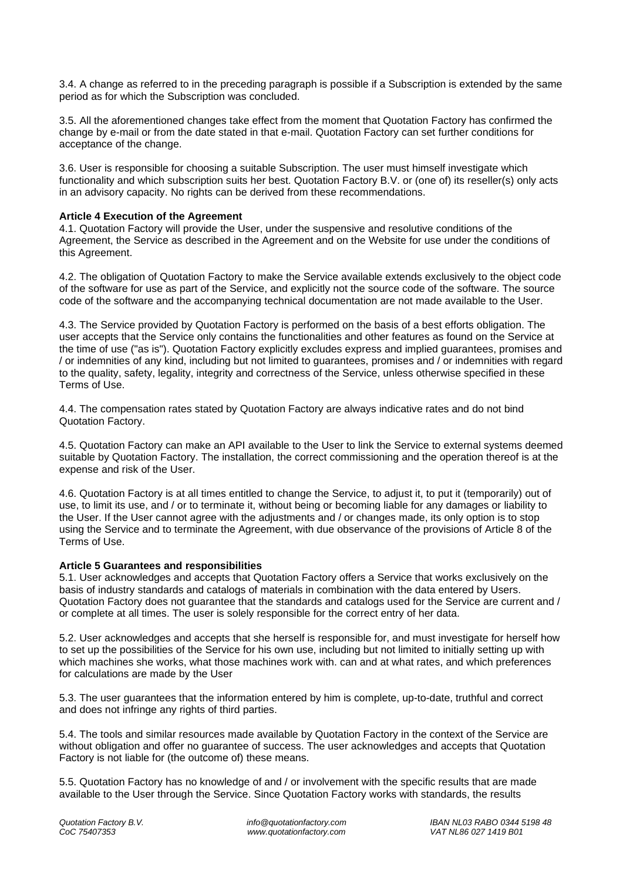3.4. A change as referred to in the preceding paragraph is possible if a Subscription is extended by the same period as for which the Subscription was concluded.

3.5. All the aforementioned changes take effect from the moment that Quotation Factory has confirmed the change by e-mail or from the date stated in that e-mail. Quotation Factory can set further conditions for acceptance of the change.

3.6. User is responsible for choosing a suitable Subscription. The user must himself investigate which functionality and which subscription suits her best. Quotation Factory B.V. or (one of) its reseller(s) only acts in an advisory capacity. No rights can be derived from these recommendations.

**Article 4 Execution of the Agreement**

4.1. Quotation Factory will provide the User, under the suspensive and resolutive conditions of the Agreement, the Service as described in the Agreement and on the Website for use under the conditions of this Agreement.

4.2. The obligation of Quotation Factory to make the Service available extends exclusively to the object code of the software for use as part of the Service, and explicitly not the source code of the software. The source code of the software and the accompanying technical documentation are not made available to the User.

4.3. The Service provided by Quotation Factory is performed on the basis of a best efforts obligation. The user accepts that the Service only contains the functionalities and other features as found on the Service at the time of use ("as is"). Quotation Factory explicitly excludes express and implied guarantees, promises and / or indemnities of any kind, including but not limited to guarantees, promises and / or indemnities with regard to the quality, safety, legality, integrity and correctness of the Service, unless otherwise specified in these Terms of Use.

4.4. The compensation rates stated by Quotation Factory are always indicative rates and do not bind Quotation Factory.

4.5. Quotation Factory can make an API available to the User to link the Service to external systems deemed suitable by Quotation Factory. The installation, the correct commissioning and the operation thereof is at the expense and risk of the User.

4.6. Quotation Factory is at all times entitled to change the Service, to adjust it, to put it (temporarily) out of use, to limit its use, and / or to terminate it, without being or becoming liable for any damages or liability to the User. If the User cannot agree with the adjustments and / or changes made, its only option is to stop using the Service and to terminate the Agreement, with due observance of the provisions of Article 8 of the Terms of Use.

**Article 5 Guarantees and responsibilities**

5.1. User acknowledges and accepts that Quotation Factory offers a Service that works exclusively on the basis of industry standards and catalogs of materials in combination with the data entered by Users. Quotation Factory does not guarantee that the standards and catalogs used for the Service are current and / or complete at all times. The user is solely responsible for the correct entry of her data.

5.2. User acknowledges and accepts that she herself is responsible for, and must investigate for herself how to set up the possibilities of the Service for his own use, including but not limited to initially setting up with which machines she works, what those machines work with. can and at what rates, and which preferences for calculations are made by the User

5.3. The user guarantees that the information entered by him is complete, up-to-date, truthful and correct and does not infringe any rights of third parties.

5.4. The tools and similar resources made available by Quotation Factory in the context of the Service are without obligation and offer no guarantee of success. The user acknowledges and accepts that Quotation Factory is not liable for (the outcome of) these means.

5.5. Quotation Factory has no knowledge of and / or involvement with the specific results that are made available to the User through the Service. Since Quotation Factory works with standards, the results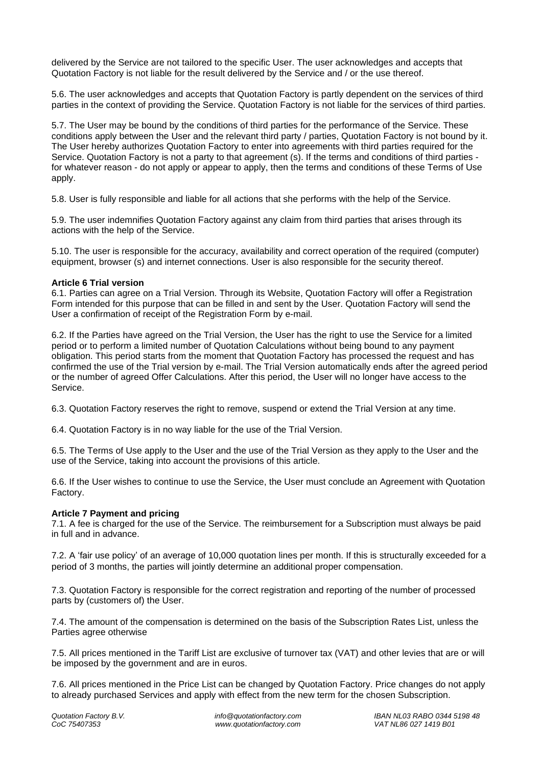delivered by the Service are not tailored to the specific User. The user acknowledges and accepts that Quotation Factory is not liable for the result delivered by the Service and / or the use thereof.

5.6. The user acknowledges and accepts that Quotation Factory is partly dependent on the services of third parties in the context of providing the Service. Quotation Factory is not liable for the services of third parties.

5.7. The User may be bound by the conditions of third parties for the performance of the Service. These conditions apply between the User and the relevant third party / parties, Quotation Factory is not bound by it. The User hereby authorizes Quotation Factory to enter into agreements with third parties required for the Service. Quotation Factory is not a party to that agreement (s). If the terms and conditions of third parties - for whatever reason - do not apply or appear to apply, then the terms and conditions of these Terms of Use apply.

5.8. User is fully responsible and liable for all actions that she performs with the help of the Service.

5.9. The user indemnifies Quotation Factory against any claim from third parties that arises through its actions with the help of the Service.

5.10. The user is responsible for the accuracy, availability and correct operation of the required (computer) equipment, browser (s) and internet connections. User is also responsible for the security thereof.

**Article 6 Trial version**

6.1. Parties can agree on a Trial Version. Through its Website, Quotation Factory will offer a Registration Form intended for this purpose that can be filled in and sent by the User. Quotation Factory will send the User a confirmation of receipt of the Registration Form by e-mail.

6.2. If the Parties have agreed on the Trial Version, the User has the right to use the Service for a limited period or to perform a limited number of Quotation Calculations without being bound to any payment obligation. This period starts from the moment that Quotation Factory has processed the request and has confirmed the use of the Trial version by e-mail. The Trial Version automatically ends after the agreed period or the number of agreed Offer Calculations. After this period, the User will no longer have access to the Service.

6.3. Quotation Factory reserves the right to remove, suspend or extend the Trial Version at any time.

6.4. Quotation Factory is in no way liable for the use of the Trial Version.

6.5. The Terms of Use apply to the User and the use of the Trial Version as they apply to the User and the use of the Service, taking into account the provisions of this article.

6.6. If the User wishes to continue to use the Service, the User must conclude an Agreement with Quotation Factory.

**Article 7 Payment and pricing**

7.1. A fee is charged for the use of the Service. The reimbursement for a Subscription must always be paid in full and in advance.

7.2. A 'fair use policy' of an average of 10,000 quotation lines per month. If this is structurally exceeded for a period of 3 months, the parties will jointly determine an additional proper compensation.

7.3. Quotation Factory is responsible for the correct registration and reporting of the number of processed parts by (customers of) the User.

7.4. The amount of the compensation is determined on the basis of the Subscription Rates List, unless the Parties agree otherwise

7.5. All prices mentioned in the Tariff List are exclusive of turnover tax (VAT) and other levies that are or will be imposed by the government and are in euros.

7.6. All prices mentioned in the Price List can be changed by Quotation Factory. Price changes do not apply to already purchased Services and apply with effect from the new term for the chosen Subscription.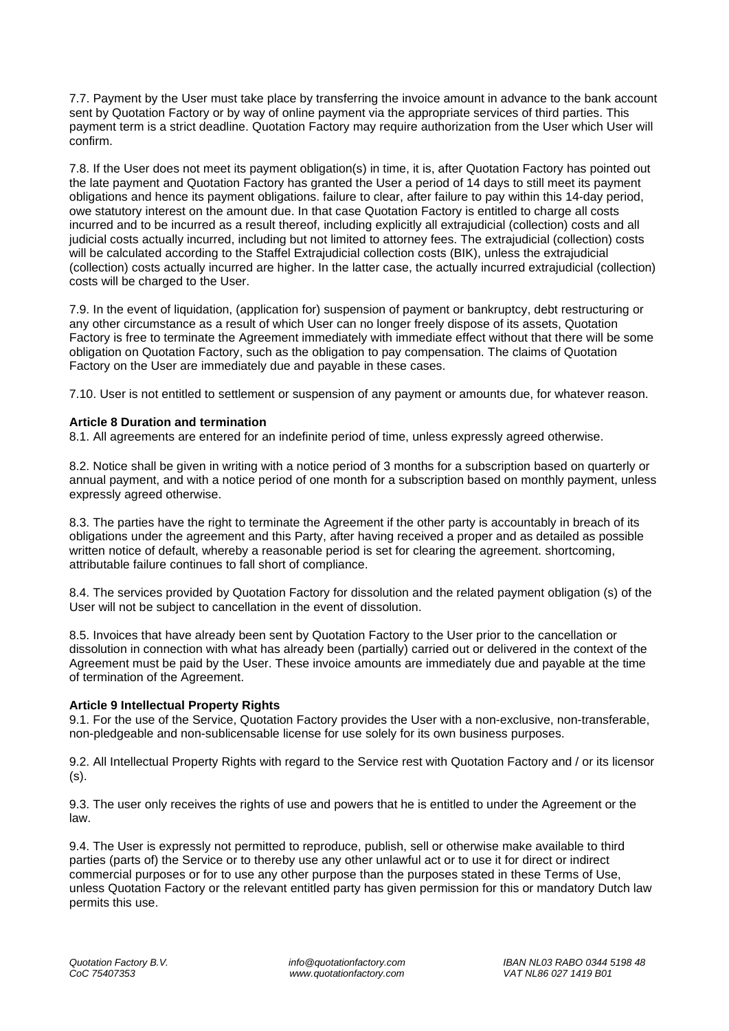7.7. Payment by the User must take place by transferring the invoice amount in advance to the bank account sent by Quotation Factory or by way of online payment via the appropriate services of third parties. This payment term is a strict deadline. Quotation Factory may require authorization from the User which User will confirm.

7.8. If the User does not meet its payment obligation(s) in time, it is, after Quotation Factory has pointed out the late payment and Quotation Factory has granted the User a period of 14 days to still meet its payment obligations and hence its payment obligations. failure to clear, after failure to pay within this 14-day period, owe statutory interest on the amount due. In that case Quotation Factory is entitled to charge all costs incurred and to be incurred as a result thereof, including explicitly all extrajudicial (collection) costs and all judicial costs actually incurred, including but not limited to attorney fees. The extrajudicial (collection) costs will be calculated according to the Staffel Extrajudicial collection costs (BIK), unless the extrajudicial (collection) costs actually incurred are higher. In the latter case, the actually incurred extrajudicial (collection) costs will be charged to the User.

7.9. In the event of liquidation, (application for) suspension of payment or bankruptcy, debt restructuring or any other circumstance as a result of which User can no longer freely dispose of its assets, Quotation Factory is free to terminate the Agreement immediately with immediate effect without that there will be some obligation on Quotation Factory, such as the obligation to pay compensation. The claims of Quotation Factory on the User are immediately due and payable in these cases.

7.10. User is not entitled to settlement or suspension of any payment or amounts due, for whatever reason.

**Article 8 Duration and termination**

8.1. All agreements are entered for an indefinite period of time, unless expressly agreed otherwise.

8.2. Notice shall be given in writing with a notice period of 3 months for a subscription based on quarterly or annual payment, and with a notice period of one month for a subscription based on monthly payment, unless expressly agreed otherwise.

8.3. The parties have the right to terminate the Agreement if the other party is accountably in breach of its obligations under the agreement and this Party, after having received a proper and as detailed as possible written notice of default, whereby a reasonable period is set for clearing the agreement. shortcoming, attributable failure continues to fall short of compliance.

8.4. The services provided by Quotation Factory for dissolution and the related payment obligation (s) of the User will not be subject to cancellation in the event of dissolution.

8.5. Invoices that have already been sent by Quotation Factory to the User prior to the cancellation or dissolution in connection with what has already been (partially) carried out or delivered in the context of the Agreement must be paid by the User. These invoice amounts are immediately due and payable at the time of termination of the Agreement.

**Article 9 Intellectual Property Rights**

9.1. For the use of the Service, Quotation Factory provides the User with a non-exclusive, non-transferable, non-pledgeable and non-sublicensable license for use solely for its own business purposes.

9.2. All Intellectual Property Rights with regard to the Service rest with Quotation Factory and / or its licensor (s).

9.3. The user only receives the rights of use and powers that he is entitled to under the Agreement or the law.

9.4. The User is expressly not permitted to reproduce, publish, sell or otherwise make available to third parties (parts of) the Service or to thereby use any other unlawful act or to use it for direct or indirect commercial purposes or for to use any other purpose than the purposes stated in these Terms of Use, unless Quotation Factory or the relevant entitled party has given permission for this or mandatory Dutch law permits this use.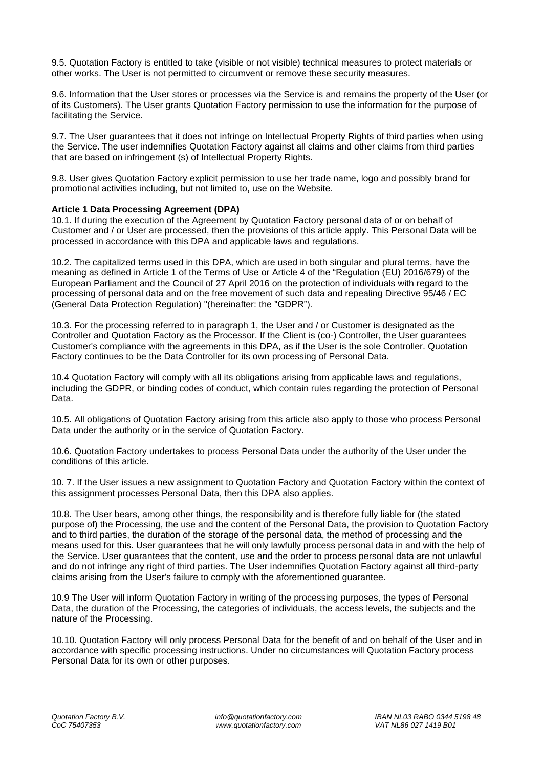9.5. Quotation Factory is entitled to take (visible or not visible) technical measures to protect materials or other works. The User is not permitted to circumvent or remove these security measures.

9.6. Information that the User stores or processes via the Service is and remains the property of the User (or of its Customers). The User grants Quotation Factory permission to use the information for the purpose of facilitating the Service.

9.7. The User guarantees that it does not infringe on Intellectual Property Rights of third parties when using the Service. The user indemnifies Quotation Factory against all claims and other claims from third parties that are based on infringement (s) of Intellectual Property Rights.

9.8. User gives Quotation Factory explicit permission to use her trade name, logo and possibly brand for promotional activities including, but not limited to, use on the Website.

**Article 1 Data Processing Agreement (DPA)**

10.1. If during the execution of the Agreement by Quotation Factory personal data of or on behalf of Customer and / or User are processed, then the provisions of this article apply. This Personal Data will be processed in accordance with this DPA and applicable laws and regulations.

10.2. The capitalized terms used in this DPA, which are used in both singular and plural terms, have the meaning as defined in Article 1 of the Terms of Use or Article 4 of the "Regulation (EU) 2016/679) of the European Parliament and the Council of 27 April 2016 on the protection of individuals with regard to the processing of personal data and on the free movement of such data and repealing Directive 95/46 / EC (General Data Protection Regulation) "(hereinafter: the "GDPR").

10.3. For the processing referred to in paragraph 1, the User and / or Customer is designated as the Controller and Quotation Factory as the Processor. If the Client is (co-) Controller, the User guarantees Customer's compliance with the agreements in this DPA, as if the User is the sole Controller. Quotation Factory continues to be the Data Controller for its own processing of Personal Data.

10.4 Quotation Factory will comply with all its obligations arising from applicable laws and regulations, including the GDPR, or binding codes of conduct, which contain rules regarding the protection of Personal Data.

10.5. All obligations of Quotation Factory arising from this article also apply to those who process Personal Data under the authority or in the service of Quotation Factory.

10.6. Quotation Factory undertakes to process Personal Data under the authority of the User under the conditions of this article.

10. 7. If the User issues a new assignment to Quotation Factory and Quotation Factory within the context of this assignment processes Personal Data, then this DPA also applies.

10.8. The User bears, among other things, the responsibility and is therefore fully liable for (the stated purpose of) the Processing, the use and the content of the Personal Data, the provision to Quotation Factory and to third parties, the duration of the storage of the personal data, the method of processing and the means used for this. User guarantees that he will only lawfully process personal data in and with the help of the Service. User guarantees that the content, use and the order to process personal data are not unlawful and do not infringe any right of third parties. The User indemnifies Quotation Factory against all third-party claims arising from the User's failure to comply with the aforementioned guarantee.

10.9 The User will inform Quotation Factory in writing of the processing purposes, the types of Personal Data, the duration of the Processing, the categories of individuals, the access levels, the subjects and the nature of the Processing.

10.10. Quotation Factory will only process Personal Data for the benefit of and on behalf of the User and in accordance with specific processing instructions. Under no circumstances will Quotation Factory process Personal Data for its own or other purposes.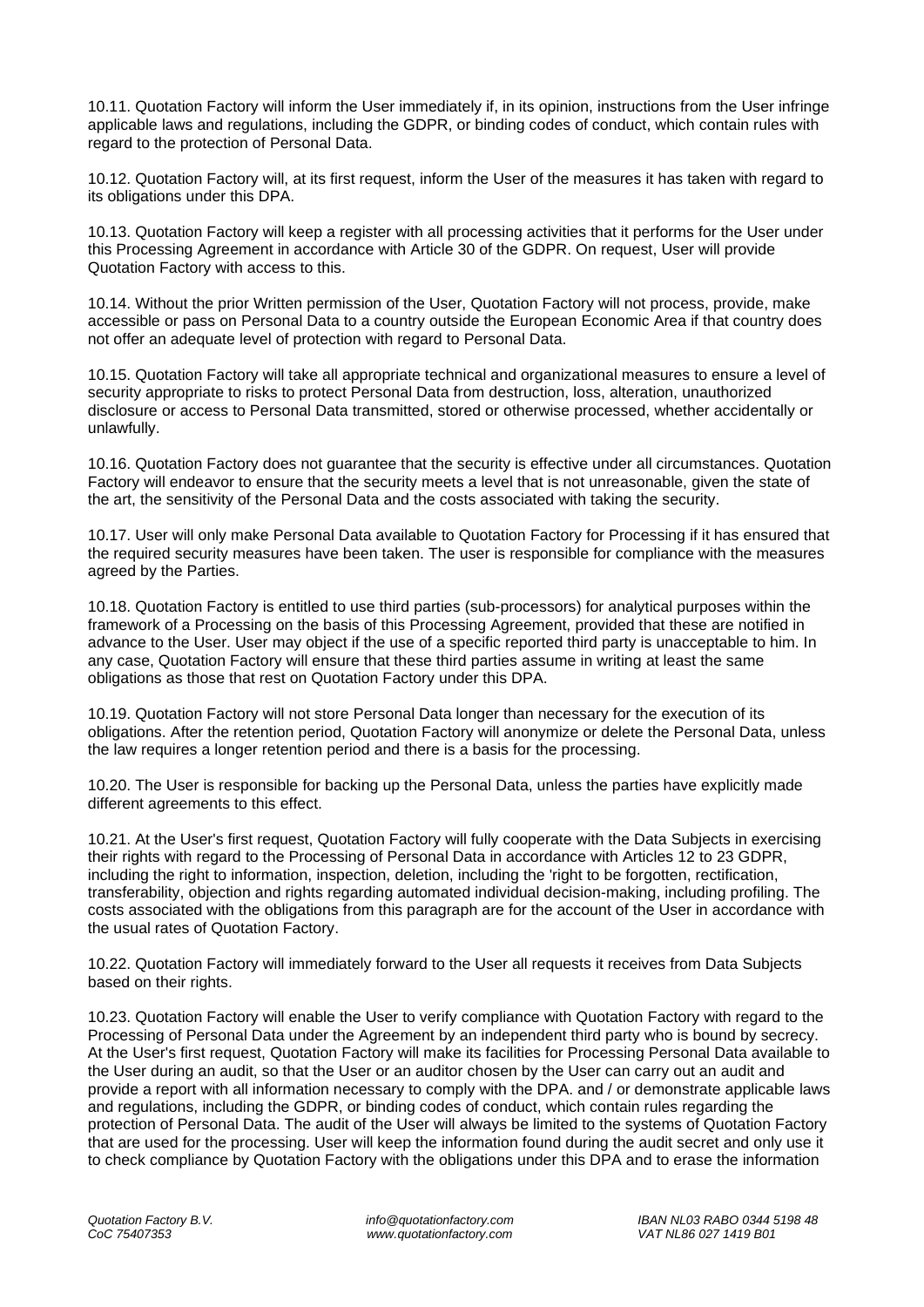10.11. Quotation Factory will inform the User immediately if, in its opinion, instructions from the User infringe applicable laws and regulations, including the GDPR, or binding codes of conduct, which contain rules with regard to the protection of Personal Data.

10.12. Quotation Factory will, at its first request, inform the User of the measures it has taken with regard to its obligations under this DPA.

10.13. Quotation Factory will keep a register with all processing activities that it performs for the User under this Processing Agreement in accordance with Article 30 of the GDPR. On request, User will provide Quotation Factory with access to this.

10.14. Without the prior Written permission of the User, Quotation Factory will not process, provide, make accessible or pass on Personal Data to a country outside the European Economic Area if that country does not offer an adequate level of protection with regard to Personal Data.

10.15. Quotation Factory will take all appropriate technical and organizational measures to ensure a level of security appropriate to risks to protect Personal Data from destruction, loss, alteration, unauthorized disclosure or access to Personal Data transmitted, stored or otherwise processed, whether accidentally or unlawfully.

10.16. Quotation Factory does not guarantee that the security is effective under all circumstances. Quotation Factory will endeavor to ensure that the security meets a level that is not unreasonable, given the state of the art, the sensitivity of the Personal Data and the costs associated with taking the security.

10.17. User will only make Personal Data available to Quotation Factory for Processing if it has ensured that the required security measures have been taken. The user is responsible for compliance with the measures agreed by the Parties.

10.18. Quotation Factory is entitled to use third parties (sub-processors) for analytical purposes within the framework of a Processing on the basis of this Processing Agreement, provided that these are notified in advance to the User. User may object if the use of a specific reported third party is unacceptable to him. In any case, Quotation Factory will ensure that these third parties assume in writing at least the same obligations as those that rest on Quotation Factory under this DPA.

10.19. Quotation Factory will not store Personal Data longer than necessary for the execution of its obligations. After the retention period, Quotation Factory will anonymize or delete the Personal Data, unless the law requires a longer retention period and there is a basis for the processing.

10.20. The User is responsible for backing up the Personal Data, unless the parties have explicitly made different agreements to this effect.

10.21. At the User's first request, Quotation Factory will fully cooperate with the Data Subjects in exercising their rights with regard to the Processing of Personal Data in accordance with Articles 12 to 23 GDPR, including the right to information, inspection, deletion, including the 'right to be forgotten, rectification, transferability, objection and rights regarding automated individual decision-making, including profiling. The costs associated with the obligations from this paragraph are for the account of the User in accordance with the usual rates of Quotation Factory.

10.22. Quotation Factory will immediately forward to the User all requests it receives from Data Subjects based on their rights.

10.23. Quotation Factory will enable the User to verify compliance with Quotation Factory with regard to the Processing of Personal Data under the Agreement by an independent third party who is bound by secrecy. At the User's first request, Quotation Factory will make its facilities for Processing Personal Data available to the User during an audit, so that the User or an auditor chosen by the User can carry out an audit and provide a report with all information necessary to comply with the DPA. and / or demonstrate applicable laws and regulations, including the GDPR, or binding codes of conduct, which contain rules regarding the protection of Personal Data. The audit of the User will always be limited to the systems of Quotation Factory that are used for the processing. User will keep the information found during the audit secret and only use it to check compliance by Quotation Factory with the obligations under this DPA and to erase the information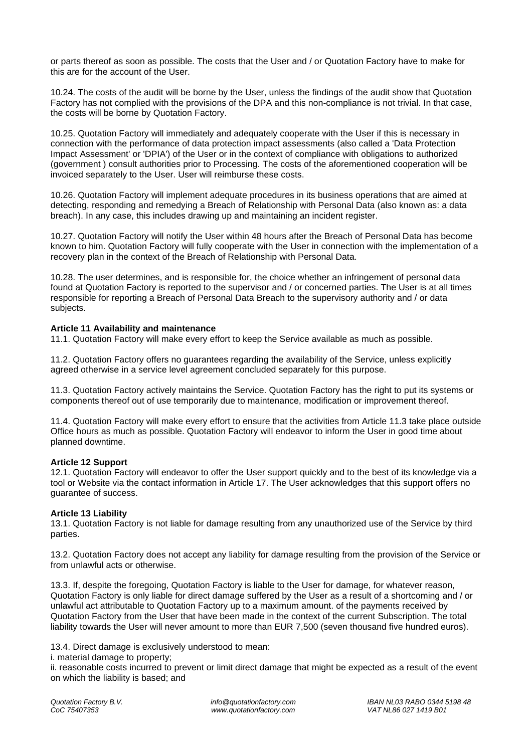or parts thereof as soon as possible. The costs that the User and / or Quotation Factory have to make for this are for the account of the User.

10.24. The costs of the audit will be borne by the User, unless the findings of the audit show that Quotation Factory has not complied with the provisions of the DPA and this non-compliance is not trivial. In that case, the costs will be borne by Quotation Factory.

10.25. Quotation Factory will immediately and adequately cooperate with the User if this is necessary in connection with the performance of data protection impact assessments (also called a 'Data Protection Impact Assessment' or 'DPIA') of the User or in the context of compliance with obligations to authorized (government ) consult authorities prior to Processing. The costs of the aforementioned cooperation will be invoiced separately to the User. User will reimburse these costs.

10.26. Quotation Factory will implement adequate procedures in its business operations that are aimed at detecting, responding and remedying a Breach of Relationship with Personal Data (also known as: a data breach). In any case, this includes drawing up and maintaining an incident register.

10.27. Quotation Factory will notify the User within 48 hours after the Breach of Personal Data has become known to him. Quotation Factory will fully cooperate with the User in connection with the implementation of a recovery plan in the context of the Breach of Relationship with Personal Data.

10.28. The user determines, and is responsible for, the choice whether an infringement of personal data found at Quotation Factory is reported to the supervisor and / or concerned parties. The User is at all times responsible for reporting a Breach of Personal Data Breach to the supervisory authority and / or data subjects.

**Article 11 Availability and maintenance**
11.1. Quotation Factory will make every effort to keep the Service available as much as possible.

11.2. Quotation Factory offers no guarantees regarding the availability of the Service, unless explicitly agreed otherwise in a service level agreement concluded separately for this purpose.

11.3. Quotation Factory actively maintains the Service. Quotation Factory has the right to put its systems or components thereof out of use temporarily due to maintenance, modification or improvement thereof.

11.4. Quotation Factory will make every effort to ensure that the activities from Article 11.3 take place outside Office hours as much as possible. Quotation Factory will endeavor to inform the User in good time about planned downtime.

**Article 12 Support**
12.1. Quotation Factory will endeavor to offer the User support quickly and to the best of its knowledge via a tool or Website via the contact information in Article 17. The User acknowledges that this support offers no guarantee of success.

**Article 13 Liability**
13.1. Quotation Factory is not liable for damage resulting from any unauthorized use of the Service by third parties.

13.2. Quotation Factory does not accept any liability for damage resulting from the provision of the Service or from unlawful acts or otherwise.

13.3. If, despite the foregoing, Quotation Factory is liable to the User for damage, for whatever reason, Quotation Factory is only liable for direct damage suffered by the User as a result of a shortcoming and / or unlawful act attributable to Quotation Factory up to a maximum amount. of the payments received by Quotation Factory from the User that have been made in the context of the current Subscription. The total liability towards the User will never amount to more than EUR 7,500 (seven thousand five hundred euros).

13.4. Direct damage is exclusively understood to mean:
i. material damage to property;
ii. reasonable costs incurred to prevent or limit direct damage that might be expected as a result of the event on which the liability is based; and

*Quotation Factory B.V.* *info@quotationfactory.com* *IBAN NL03 RABO 0344 5198 48*
*CoC 75407353* *www.quotationfactory.com* *VAT NL86 027 1419 B01*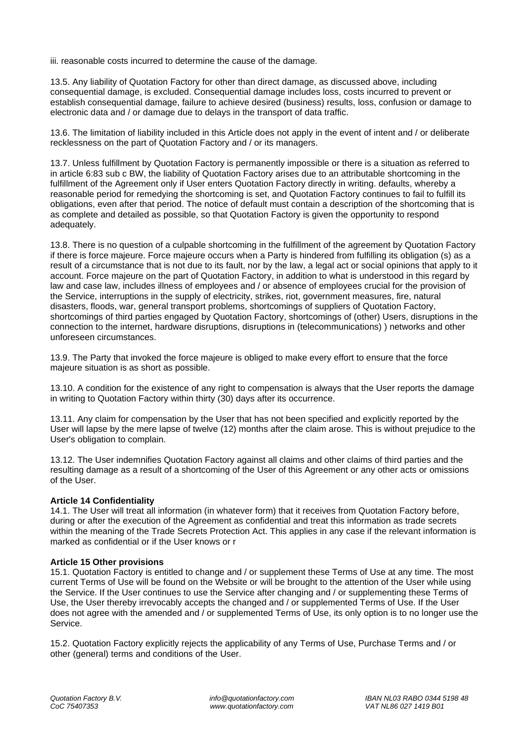iii. reasonable costs incurred to determine the cause of the damage.

13.5. Any liability of Quotation Factory for other than direct damage, as discussed above, including consequential damage, is excluded. Consequential damage includes loss, costs incurred to prevent or establish consequential damage, failure to achieve desired (business) results, loss, confusion or damage to electronic data and / or damage due to delays in the transport of data traffic.

13.6. The limitation of liability included in this Article does not apply in the event of intent and / or deliberate recklessness on the part of Quotation Factory and / or its managers.

13.7. Unless fulfillment by Quotation Factory is permanently impossible or there is a situation as referred to in article 6:83 sub c BW, the liability of Quotation Factory arises due to an attributable shortcoming in the fulfillment of the Agreement only if User enters Quotation Factory directly in writing. defaults, whereby a reasonable period for remedying the shortcoming is set, and Quotation Factory continues to fail to fulfill its obligations, even after that period. The notice of default must contain a description of the shortcoming that is as complete and detailed as possible, so that Quotation Factory is given the opportunity to respond adequately.

13.8. There is no question of a culpable shortcoming in the fulfillment of the agreement by Quotation Factory if there is force majeure. Force majeure occurs when a Party is hindered from fulfilling its obligation (s) as a result of a circumstance that is not due to its fault, nor by the law, a legal act or social opinions that apply to it account. Force majeure on the part of Quotation Factory, in addition to what is understood in this regard by law and case law, includes illness of employees and / or absence of employees crucial for the provision of the Service, interruptions in the supply of electricity, strikes, riot, government measures, fire, natural disasters, floods, war, general transport problems, shortcomings of suppliers of Quotation Factory, shortcomings of third parties engaged by Quotation Factory, shortcomings of (other) Users, disruptions in the connection to the internet, hardware disruptions, disruptions in (telecommunications) ) networks and other unforeseen circumstances.

13.9. The Party that invoked the force majeure is obliged to make every effort to ensure that the force majeure situation is as short as possible.

13.10. A condition for the existence of any right to compensation is always that the User reports the damage in writing to Quotation Factory within thirty (30) days after its occurrence.

13.11. Any claim for compensation by the User that has not been specified and explicitly reported by the User will lapse by the mere lapse of twelve (12) months after the claim arose. This is without prejudice to the User's obligation to complain.

13.12. The User indemnifies Quotation Factory against all claims and other claims of third parties and the resulting damage as a result of a shortcoming of the User of this Agreement or any other acts or omissions of the User.

**Article 14 Confidentiality**

14.1. The User will treat all information (in whatever form) that it receives from Quotation Factory before, during or after the execution of the Agreement as confidential and treat this information as trade secrets within the meaning of the Trade Secrets Protection Act. This applies in any case if the relevant information is marked as confidential or if the User knows or r

**Article 15 Other provisions**

15.1. Quotation Factory is entitled to change and / or supplement these Terms of Use at any time. The most current Terms of Use will be found on the Website or will be brought to the attention of the User while using the Service. If the User continues to use the Service after changing and / or supplementing these Terms of Use, the User thereby irrevocably accepts the changed and / or supplemented Terms of Use. If the User does not agree with the amended and / or supplemented Terms of Use, its only option is to no longer use the Service.

15.2. Quotation Factory explicitly rejects the applicability of any Terms of Use, Purchase Terms and / or other (general) terms and conditions of the User.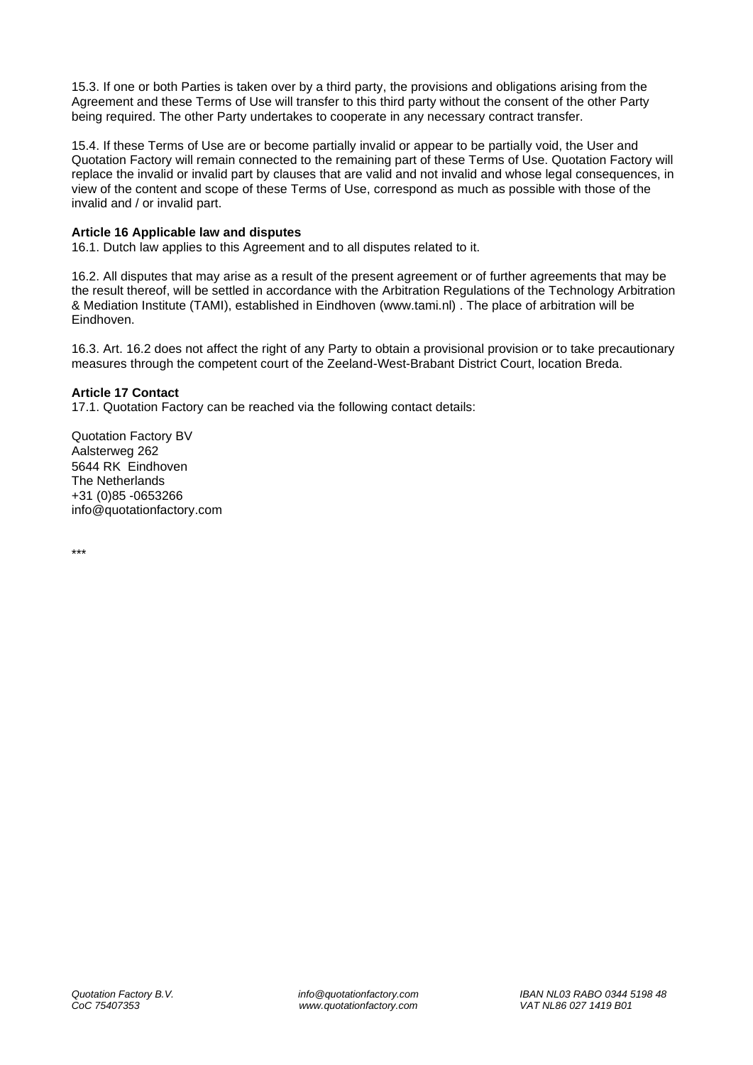15.3. If one or both Parties is taken over by a third party, the provisions and obligations arising from the Agreement and these Terms of Use will transfer to this third party without the consent of the other Party being required. The other Party undertakes to cooperate in any necessary contract transfer.

15.4. If these Terms of Use are or become partially invalid or appear to be partially void, the User and Quotation Factory will remain connected to the remaining part of these Terms of Use. Quotation Factory will replace the invalid or invalid part by clauses that are valid and not invalid and whose legal consequences, in view of the content and scope of these Terms of Use, correspond as much as possible with those of the invalid and / or invalid part.

**Article 16 Applicable law and disputes**

16.1. Dutch law applies to this Agreement and to all disputes related to it.

16.2. All disputes that may arise as a result of the present agreement or of further agreements that may be the result thereof, will be settled in accordance with the Arbitration Regulations of the Technology Arbitration & Mediation Institute (TAMI), established in Eindhoven (www.tami.nl) . The place of arbitration will be Eindhoven.

16.3. Art. 16.2 does not affect the right of any Party to obtain a provisional provision or to take precautionary measures through the competent court of the Zeeland-West-Brabant District Court, location Breda.

**Article 17 Contact**

17.1. Quotation Factory can be reached via the following contact details:

Quotation Factory BV
Aalsterweg 262
5644 RK Eindhoven
The Netherlands
+31 (0)85 -0653266
info@quotationfactory.com

***